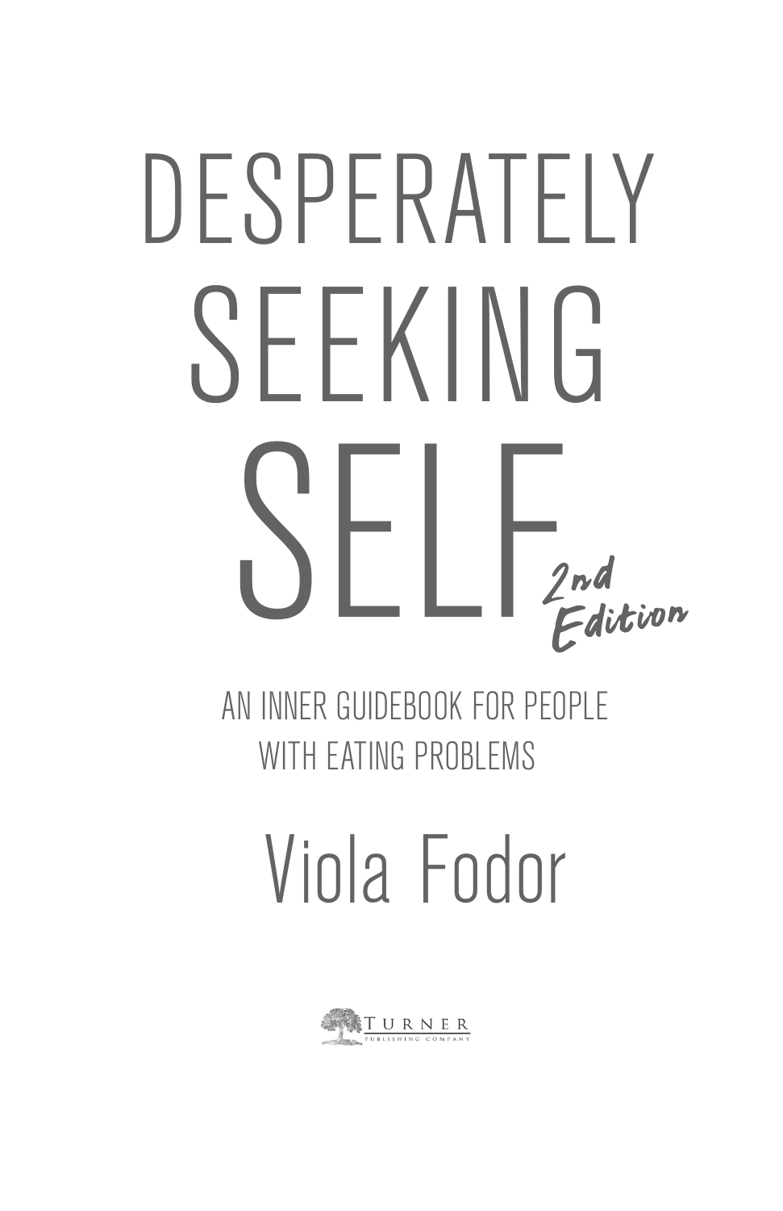# DESPERATELY SEEKING SELF

*2nd Edition*

AN INNER GUIDEBOOK FOR PEOPLE WITH EATING PROBLEMS

Viola Fodor

TURNER PUBLISHING COMPANY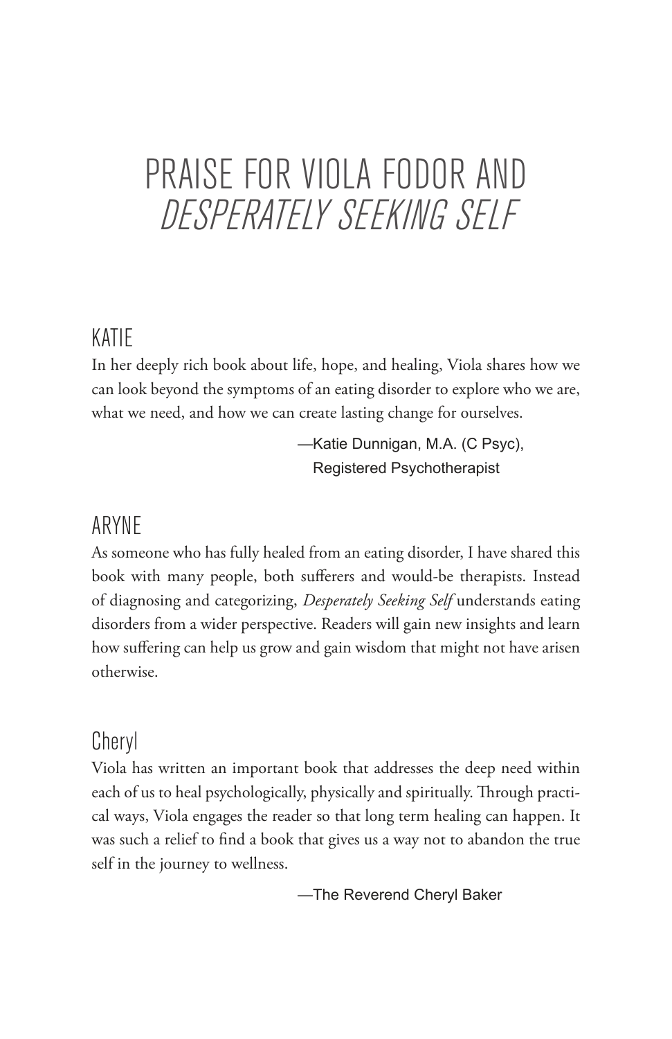# PRAISE FOR VIOLA FODOR AND *DESPERATELY SEEKING SELF*

## KATIE

In her deeply rich book about life, hope, and healing, Viola shares how we can look beyond the symptoms of an eating disorder to explore who we are, what we need, and how we can create lasting change for ourselves.

—Katie Dunnigan, M.A. (C Psyc),
Registered Psychotherapist

## ARYNE

As someone who has fully healed from an eating disorder, I have shared this book with many people, both sufferers and would-be therapists. Instead of diagnosing and categorizing, *Desperately Seeking Self* understands eating disorders from a wider perspective. Readers will gain new insights and learn how suffering can help us grow and gain wisdom that might not have arisen otherwise.

## Cheryl

Viola has written an important book that addresses the deep need within each of us to heal psychologically, physically and spiritually. Through practical ways, Viola engages the reader so that long term healing can happen. It was such a relief to find a book that gives us a way not to abandon the true self in the journey to wellness.

—The Reverend Cheryl Baker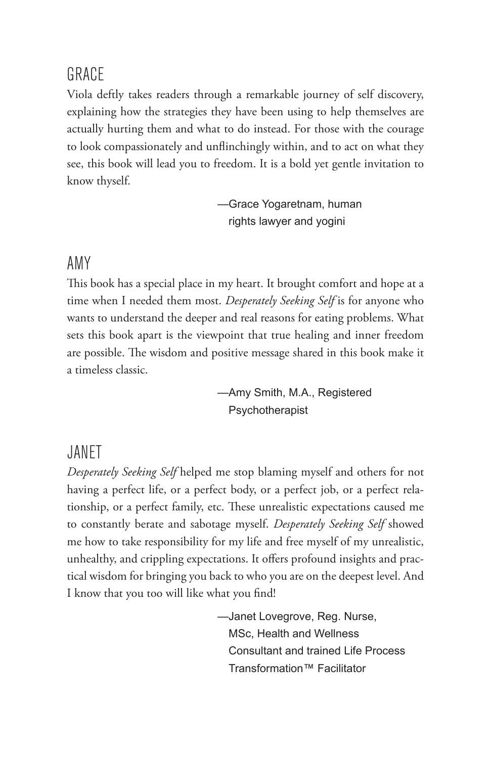## GRACE

Viola deftly takes readers through a remarkable journey of self discovery, explaining how the strategies they have been using to help themselves are actually hurting them and what to do instead. For those with the courage to look compassionately and unflinchingly within, and to act on what they see, this book will lead you to freedom. It is a bold yet gentle invitation to know thyself.

—Grace Yogaretnam, human rights lawyer and yogini

## AMY

This book has a special place in my heart. It brought comfort and hope at a time when I needed them most. *Desperately Seeking Self* is for anyone who wants to understand the deeper and real reasons for eating problems. What sets this book apart is the viewpoint that true healing and inner freedom are possible. The wisdom and positive message shared in this book make it a timeless classic.

—Amy Smith, M.A., Registered Psychotherapist

## JANET

*Desperately Seeking Self* helped me stop blaming myself and others for not having a perfect life, or a perfect body, or a perfect job, or a perfect relationship, or a perfect family, etc. These unrealistic expectations caused me to constantly berate and sabotage myself. *Desperately Seeking Self* showed me how to take responsibility for my life and free myself of my unrealistic, unhealthy, and crippling expectations. It offers profound insights and practical wisdom for bringing you back to who you are on the deepest level. And I know that you too will like what you find!

—Janet Lovegrove, Reg. Nurse, MSc, Health and Wellness Consultant and trained Life Process Transformation™ Facilitator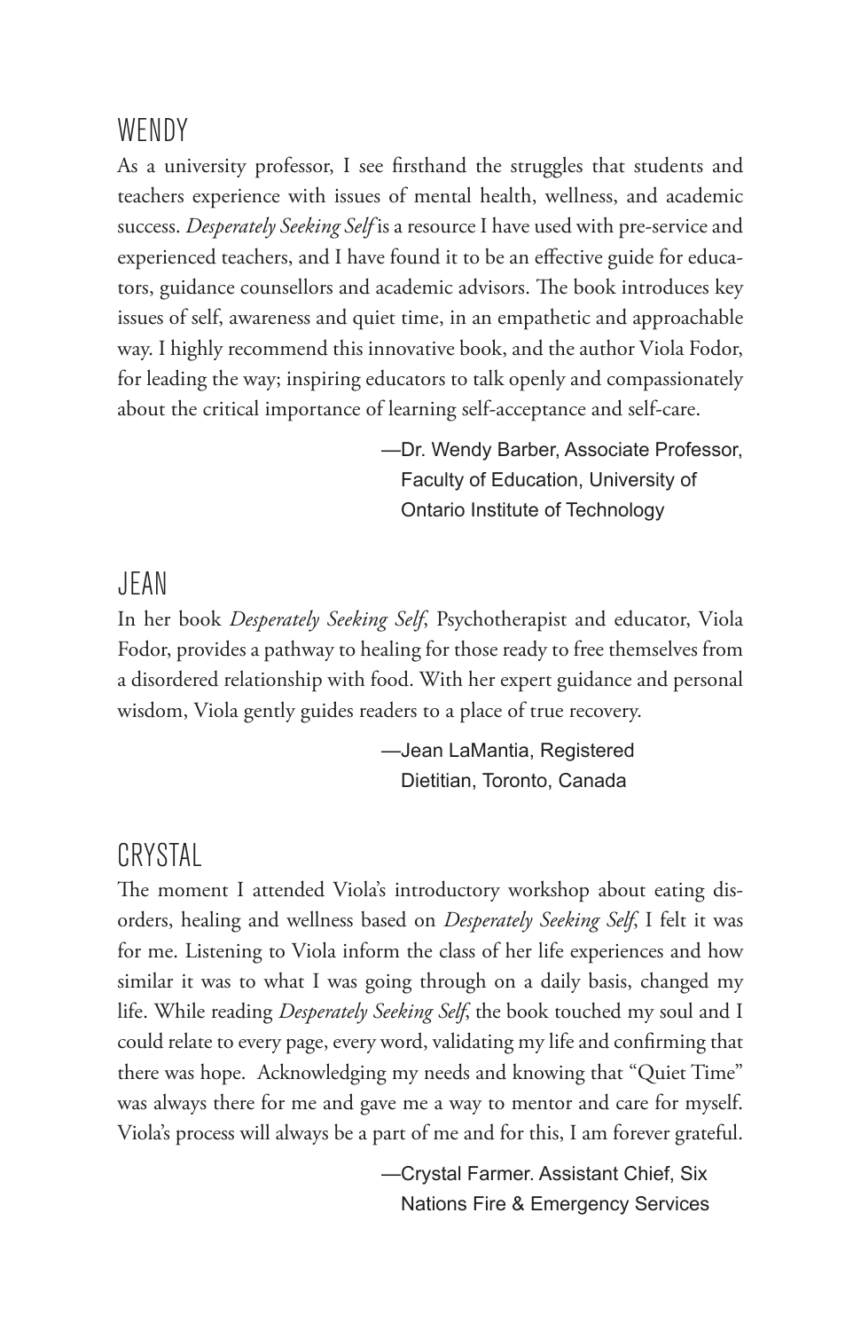## WENDY

As a university professor, I see firsthand the struggles that students and teachers experience with issues of mental health, wellness, and academic success. *Desperately Seeking Self* is a resource I have used with pre-service and experienced teachers, and I have found it to be an effective guide for educators, guidance counsellors and academic advisors. The book introduces key issues of self, awareness and quiet time, in an empathetic and approachable way. I highly recommend this innovative book, and the author Viola Fodor, for leading the way; inspiring educators to talk openly and compassionately about the critical importance of learning self-acceptance and self-care.

—Dr. Wendy Barber, Associate Professor, Faculty of Education, University of Ontario Institute of Technology

## JEAN

In her book *Desperately Seeking Self*, Psychotherapist and educator, Viola Fodor, provides a pathway to healing for those ready to free themselves from a disordered relationship with food. With her expert guidance and personal wisdom, Viola gently guides readers to a place of true recovery.

—Jean LaMantia, Registered Dietitian, Toronto, Canada

## CRYSTAL

The moment I attended Viola's introductory workshop about eating disorders, healing and wellness based on *Desperately Seeking Self*, I felt it was for me. Listening to Viola inform the class of her life experiences and how similar it was to what I was going through on a daily basis, changed my life. While reading *Desperately Seeking Self*, the book touched my soul and I could relate to every page, every word, validating my life and confirming that there was hope. Acknowledging my needs and knowing that "Quiet Time" was always there for me and gave me a way to mentor and care for myself. Viola's process will always be a part of me and for this, I am forever grateful.

—Crystal Farmer. Assistant Chief, Six Nations Fire & Emergency Services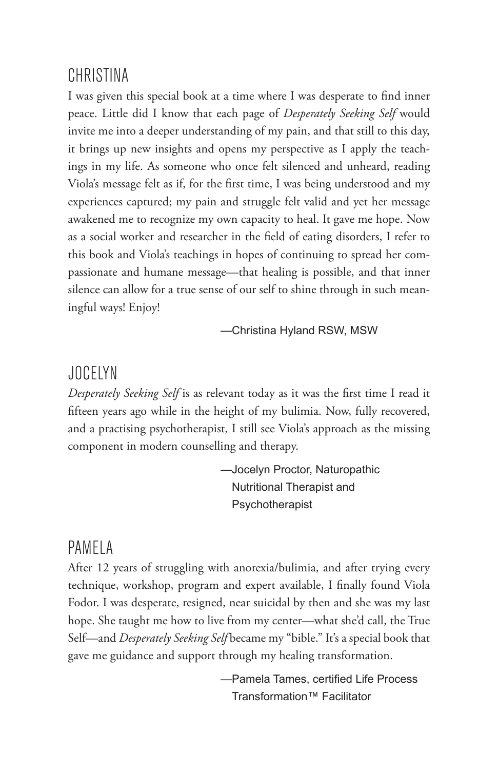## CHRISTINA

I was given this special book at a time where I was desperate to find inner peace. Little did I know that each page of *Desperately Seeking Self* would invite me into a deeper understanding of my pain, and that still to this day, it brings up new insights and opens my perspective as I apply the teachings in my life. As someone who once felt silenced and unheard, reading Viola's message felt as if, for the first time, I was being understood and my experiences captured; my pain and struggle felt valid and yet her message awakened me to recognize my own capacity to heal. It gave me hope. Now as a social worker and researcher in the field of eating disorders, I refer to this book and Viola's teachings in hopes of continuing to spread her compassionate and humane message—that healing is possible, and that inner silence can allow for a true sense of our self to shine through in such meaningful ways! Enjoy!

—Christina Hyland RSW, MSW

## JOCELYN

*Desperately Seeking Self* is as relevant today as it was the first time I read it fifteen years ago while in the height of my bulimia. Now, fully recovered, and a practising psychotherapist, I still see Viola's approach as the missing component in modern counselling and therapy.

—Jocelyn Proctor, Naturopathic Nutritional Therapist and Psychotherapist

## PAMELA

After 12 years of struggling with anorexia/bulimia, and after trying every technique, workshop, program and expert available, I finally found Viola Fodor. I was desperate, resigned, near suicidal by then and she was my last hope. She taught me how to live from my center—what she'd call, the True Self—and *Desperately Seeking Self* became my "bible." It's a special book that gave me guidance and support through my healing transformation.

—Pamela Tames, certified Life Process Transformation™ Facilitator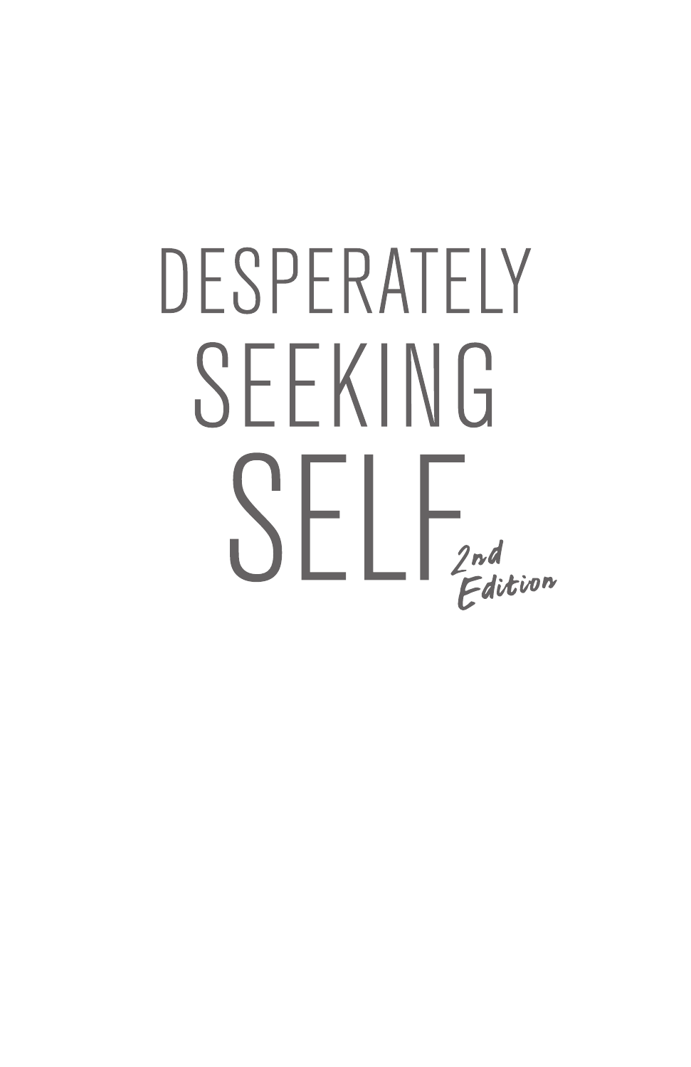# DESPERATELY SEEKING SELF

*2nd Edition*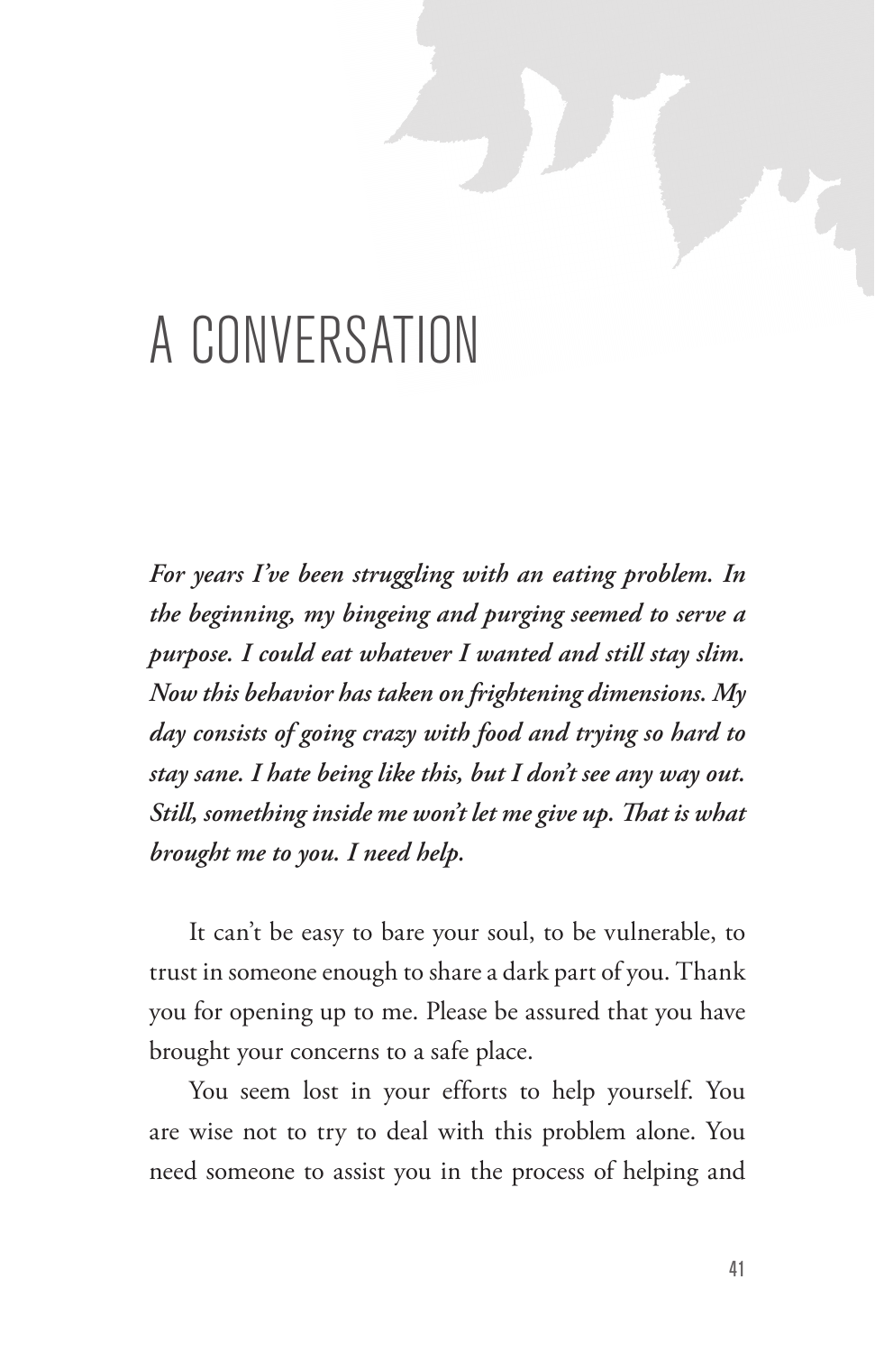# A CONVERSATION

***For years I've been struggling with an eating problem. In the beginning, my bingeing and purging seemed to serve a purpose. I could eat whatever I wanted and still stay slim. Now this behavior has taken on frightening dimensions. My day consists of going crazy with food and trying so hard to stay sane. I hate being like this, but I don't see any way out. Still, something inside me won't let me give up. That is what brought me to you. I need help.***

It can't be easy to bare your soul, to be vulnerable, to trust in someone enough to share a dark part of you. Thank you for opening up to me. Please be assured that you have brought your concerns to a safe place.

You seem lost in your efforts to help yourself. You are wise not to try to deal with this problem alone. You need someone to assist you in the process of helping and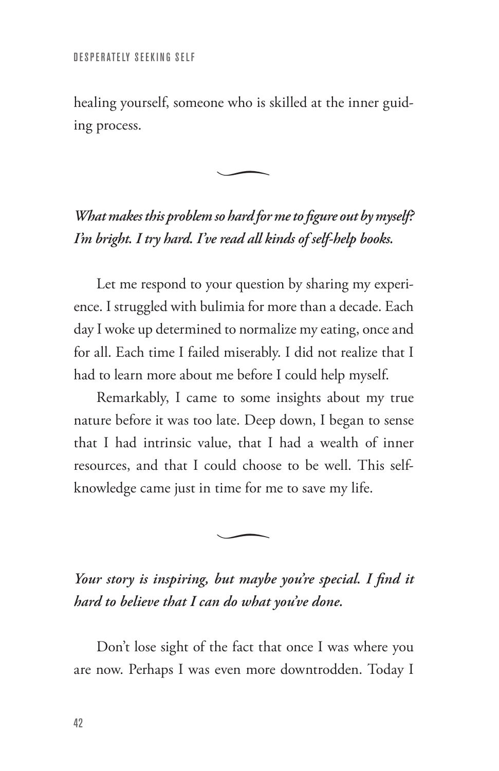healing yourself, someone who is skilled at the inner guiding process.

---

***What makes this problem so hard for me to figure out by myself? I'm bright. I try hard. I've read all kinds of self-help books.***

Let me respond to your question by sharing my experience. I struggled with bulimia for more than a decade. Each day I woke up determined to normalize my eating, once and for all. Each time I failed miserably. I did not realize that I had to learn more about me before I could help myself.

Remarkably, I came to some insights about my true nature before it was too late. Deep down, I began to sense that I had intrinsic value, that I had a wealth of inner resources, and that I could choose to be well. This self-knowledge came just in time for me to save my life.

---

***Your story is inspiring, but maybe you're special. I find it hard to believe that I can do what you've done.***

Don't lose sight of the fact that once I was where you are now. Perhaps I was even more downtrodden. Today I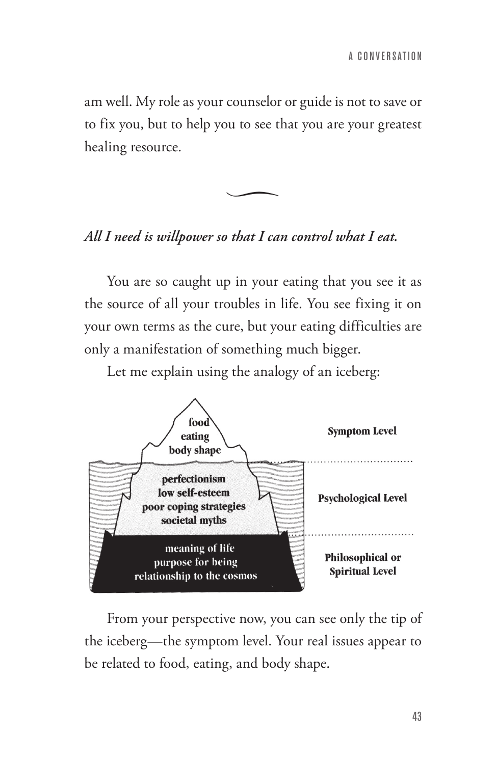am well. My role as your counselor or guide is not to save or to fix you, but to help you to see that you are your greatest healing resource.

***All I need is willpower so that I can control what I eat.***

You are so caught up in your eating that you see it as the source of all your troubles in life. You see fixing it on your own terms as the cure, but your eating difficulties are only a manifestation of something much bigger.

Let me explain using the analogy of an iceberg:

food
eating
body shape

Symptom Level

perfectionism
low self-esteem
poor coping strategies
societal myths

Psychological Level

meaning of life
purpose for being
relationship to the cosmos

Philosophical or Spiritual Level

From your perspective now, you can see only the tip of the iceberg—the symptom level. Your real issues appear to be related to food, eating, and body shape.